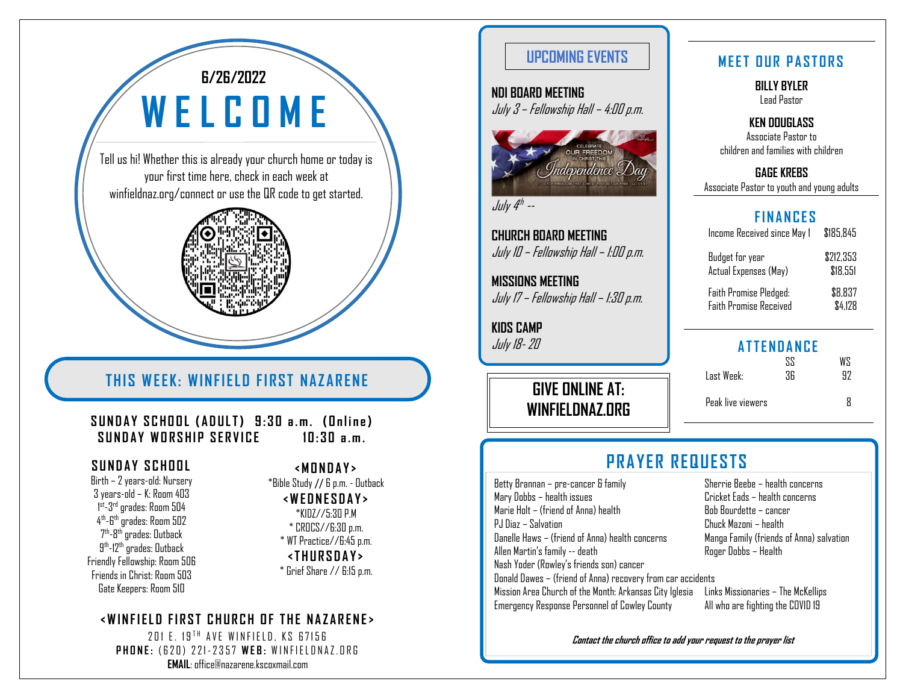6/26/2022

# WELCOME

Tell us hi! Whether this is already your church home or today is your first time here, check in each week at winfieldnaz.org/connect or use the QR code to get started.

## THIS WEEK: WINFIELD FIRST NAZARENE

**SUNDAY SCHOOL (ADULT) 9:30 a.m. (Online)**
**SUNDAY WORSHIP SERVICE 10:30 a.m.**

### SUNDAY SCHOOL

Birth – 2 years-old: Nursery
3 years-old – K: Room 403
1st-3rd grades: Room 504
4th-6th grades: Room 502
7th-8th grades: Outback
9th-12th grades: Outback
Friendly Fellowship: Room 506
Friends in Christ: Room 503
Gate Keepers: Room 510

### <MONDAY>

*Bible Study // 6 p.m. - Outback

### <WEDNESDAY>

*KIDZ//5:30 P.M
* CROCS//6:30 p.m.
* WT Practice//6:45 p.m.

### <THURSDAY>

* Grief Share // 6:15 p.m.

### <WINFIELD FIRST CHURCH OF THE NAZARENE>

201 E. 19TH AVE WINFIELD, KS 67156
**PHONE:** (620) 221-2357 **WEB:** WINFIELDNAZ.ORG
**EMAIL**: office@nazarene.kscoxmail.com

## UPCOMING EVENTS

**NDI BOARD MEETING**
*July 3 – Fellowship Hall – 4:00 p.m.*

CELEBRATE OUR FREEDOM IN CHRIST THIS Independence Day

*July 4th --*

**CHURCH BOARD MEETING**
*July 10 – Fellowship Hall – 1:00 p.m.*

**MISSIONS MEETING**
*July 17 – Fellowship Hall – 1:30 p.m.*

**KIDS CAMP**
*July 18- 20*

**GIVE ONLINE AT: WINFIELDNAZ.ORG**

## MEET OUR PASTORS

**BILLY BYLER**
Lead Pastor

**KEN DOUGLASS**
Associate Pastor to children and families with children

**GAGE KREBS**
Associate Pastor to youth and young adults

## FINANCES

| | |
|---|---|
| Income Received since May 1 | $185,845 |
| Budget for year | $212,353 |
| Actual Expenses (May) | $18,551 |
| Faith Promise Pledged: | $8,837 |
| Faith Promise Received | $4,128 |

## ATTENDANCE

| | SS | WS |
|---|---|---|
| Last Week: | 36 | 92 |
| Peak live viewers | | 8 |

## PRAYER REQUESTS

Betty Brannan – pre-cancer & family
Mary Dobbs – health issues
Marie Holt – (friend of Anna) health
PJ Diaz – Salvation
Danelle Haws – (friend of Anna) health concerns
Allen Martin's family -- death
Nash Yoder (Rowley's friends son) cancer
Sherrie Beebe – health concerns
Cricket Eads – health concerns
Bob Bourdette – cancer
Chuck Mazoni – health
Manga Family (friends of Anna) salvation
Roger Dobbs – Health
Donald Dawes – (friend of Anna) recovery from car accidents
Mission Area Church of the Month: Arkansas City Iglesia
Emergency Response Personnel of Cowley County
Links Missionaries – The McKellips
All who are fighting the COVID 19

***Contact the church office to add your request to the prayer list***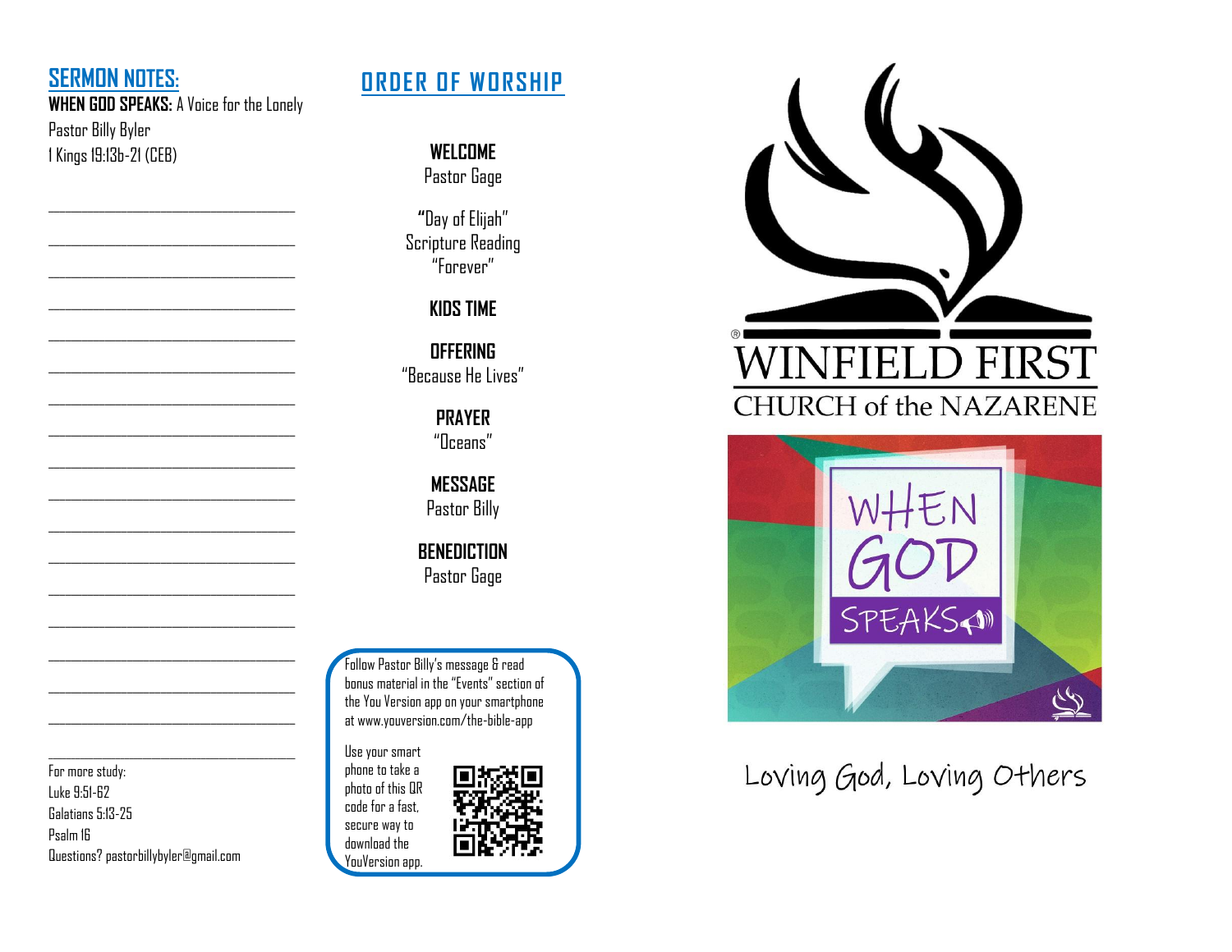## SERMON NOTES:

**WHEN GOD SPEAKS:** A Voice for the Lonely
Pastor Billy Byler
1 Kings 19:13b-21 (CEB)

\_\_\_\_\_\_\_\_\_\_\_\_\_\_\_\_\_\_\_\_\_\_\_\_\_\_\_\_\_\_\_\_\_\_\_\_\_\_\_\_

\_\_\_\_\_\_\_\_\_\_\_\_\_\_\_\_\_\_\_\_\_\_\_\_\_\_\_\_\_\_\_\_\_\_\_\_\_\_\_\_

\_\_\_\_\_\_\_\_\_\_\_\_\_\_\_\_\_\_\_\_\_\_\_\_\_\_\_\_\_\_\_\_\_\_\_\_\_\_\_\_

\_\_\_\_\_\_\_\_\_\_\_\_\_\_\_\_\_\_\_\_\_\_\_\_\_\_\_\_\_\_\_\_\_\_\_\_\_\_\_\_

\_\_\_\_\_\_\_\_\_\_\_\_\_\_\_\_\_\_\_\_\_\_\_\_\_\_\_\_\_\_\_\_\_\_\_\_\_\_\_\_

\_\_\_\_\_\_\_\_\_\_\_\_\_\_\_\_\_\_\_\_\_\_\_\_\_\_\_\_\_\_\_\_\_\_\_\_\_\_\_\_

\_\_\_\_\_\_\_\_\_\_\_\_\_\_\_\_\_\_\_\_\_\_\_\_\_\_\_\_\_\_\_\_\_\_\_\_\_\_\_\_

\_\_\_\_\_\_\_\_\_\_\_\_\_\_\_\_\_\_\_\_\_\_\_\_\_\_\_\_\_\_\_\_\_\_\_\_\_\_\_\_

\_\_\_\_\_\_\_\_\_\_\_\_\_\_\_\_\_\_\_\_\_\_\_\_\_\_\_\_\_\_\_\_\_\_\_\_\_\_\_\_

\_\_\_\_\_\_\_\_\_\_\_\_\_\_\_\_\_\_\_\_\_\_\_\_\_\_\_\_\_\_\_\_\_\_\_\_\_\_\_\_

\_\_\_\_\_\_\_\_\_\_\_\_\_\_\_\_\_\_\_\_\_\_\_\_\_\_\_\_\_\_\_\_\_\_\_\_\_\_\_\_

\_\_\_\_\_\_\_\_\_\_\_\_\_\_\_\_\_\_\_\_\_\_\_\_\_\_\_\_\_\_\_\_\_\_\_\_\_\_\_\_

\_\_\_\_\_\_\_\_\_\_\_\_\_\_\_\_\_\_\_\_\_\_\_\_\_\_\_\_\_\_\_\_\_\_\_\_\_\_\_\_

\_\_\_\_\_\_\_\_\_\_\_\_\_\_\_\_\_\_\_\_\_\_\_\_\_\_\_\_\_\_\_\_\_\_\_\_\_\_\_\_

\_\_\_\_\_\_\_\_\_\_\_\_\_\_\_\_\_\_\_\_\_\_\_\_\_\_\_\_\_\_\_\_\_\_\_\_\_\_\_\_

\_\_\_\_\_\_\_\_\_\_\_\_\_\_\_\_\_\_\_\_\_\_\_\_\_\_\_\_\_\_\_\_\_\_\_\_\_\_\_\_

\_\_\_\_\_\_\_\_\_\_\_\_\_\_\_\_\_\_\_\_\_\_\_\_\_\_\_\_\_\_\_\_\_\_\_\_\_\_\_\_

\_\_\_\_\_\_\_\_\_\_\_\_\_\_\_\_\_\_\_\_\_\_\_\_\_\_\_\_\_\_\_\_\_\_\_\_\_\_\_\_

For more study:
Luke 9:51-62
Galatians 5:13-25
Psalm 16
Questions? pastorbillybyler@gmail.com

## ORDER OF WORSHIP

**WELCOME**
Pastor Gage

"Day of Elijah"
Scripture Reading
"Forever"

**KIDS TIME**

**OFFERING**
"Because He Lives"

**PRAYER**
"Oceans"

**MESSAGE**
Pastor Billy

**BENEDICTION**
Pastor Gage

Follow Pastor Billy's message & read bonus material in the "Events" section of the You Version app on your smartphone at www.youversion.com/the-bible-app

Use your smart phone to take a photo of this QR code for a fast, secure way to download the YouVersion app.

WINFIELD FIRST
CHURCH of the NAZARENE

WHEN GOD SPEAKS

Loving God, Loving Others